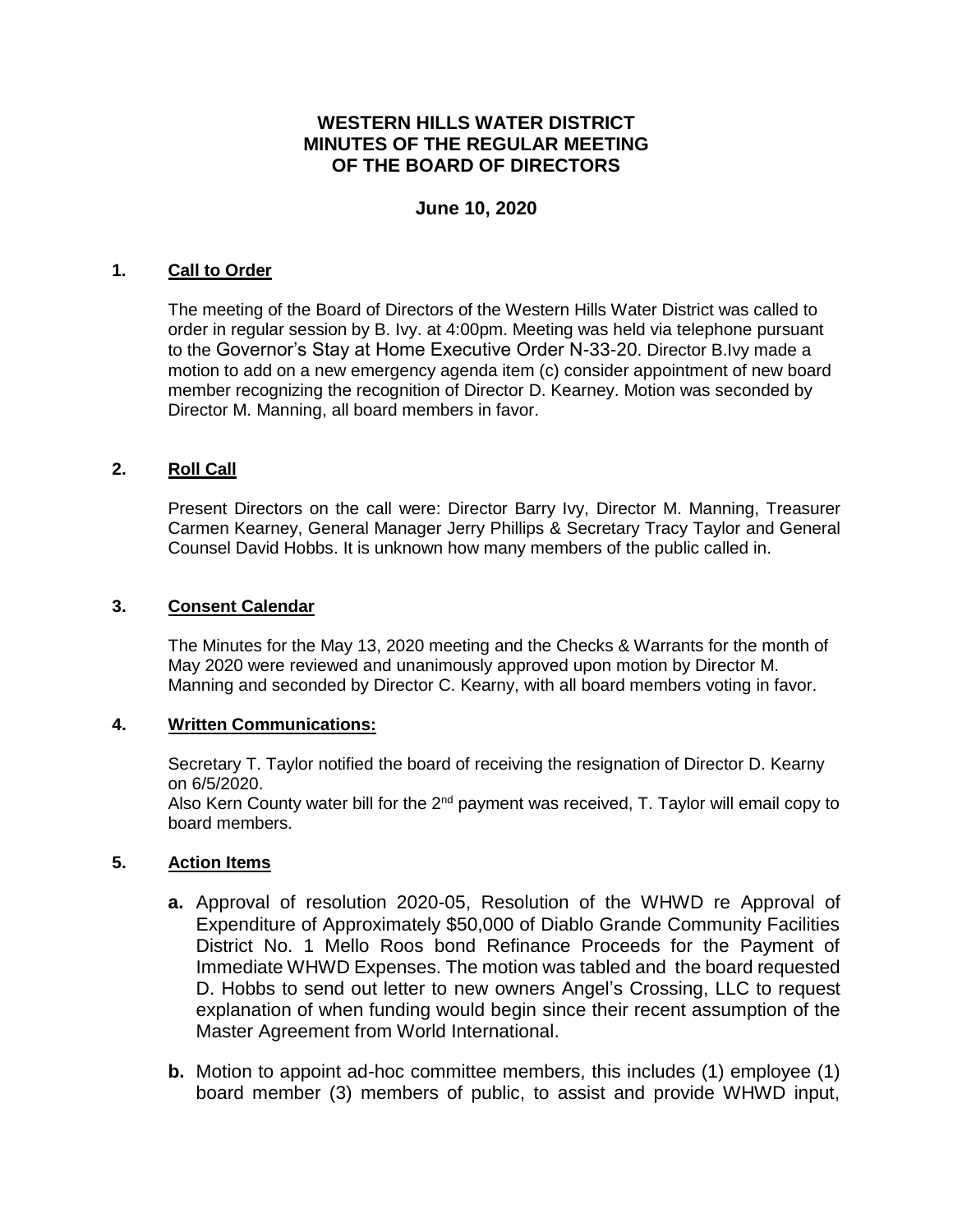# WESTERN HILLS WATER DISTRICT
# MINUTES OF THE REGULAR MEETING
# OF THE BOARD OF DIRECTORS

**June 10, 2020**

## 1. Call to Order

The meeting of the Board of Directors of the Western Hills Water District was called to order in regular session by B. Ivy. at 4:00pm. Meeting was held via telephone pursuant to the Governor's Stay at Home Executive Order N-33-20. Director B.Ivy made a motion to add on a new emergency agenda item (c) consider appointment of new board member recognizing the recognition of Director D. Kearney. Motion was seconded by Director M. Manning, all board members in favor.

## 2. Roll Call

Present Directors on the call were: Director Barry Ivy, Director M. Manning, Treasurer Carmen Kearney, General Manager Jerry Phillips & Secretary Tracy Taylor and General Counsel David Hobbs. It is unknown how many members of the public called in.

## 3. Consent Calendar

The Minutes for the May 13, 2020 meeting and the Checks & Warrants for the month of May 2020 were reviewed and unanimously approved upon motion by Director M. Manning and seconded by Director C. Kearny, with all board members voting in favor.

## 4. Written Communications:

Secretary T. Taylor notified the board of receiving the resignation of Director D. Kearny on 6/5/2020.
Also Kern County water bill for the 2nd payment was received, T. Taylor will email copy to board members.

## 5. Action Items

- **a.** Approval of resolution 2020-05, Resolution of the WHWD re Approval of Expenditure of Approximately $50,000 of Diablo Grande Community Facilities District No. 1 Mello Roos bond Refinance Proceeds for the Payment of Immediate WHWD Expenses. The motion was tabled and the board requested D. Hobbs to send out letter to new owners Angel's Crossing, LLC to request explanation of when funding would begin since their recent assumption of the Master Agreement from World International.

- **b.** Motion to appoint ad-hoc committee members, this includes (1) employee (1) board member (3) members of public, to assist and provide WHWD input,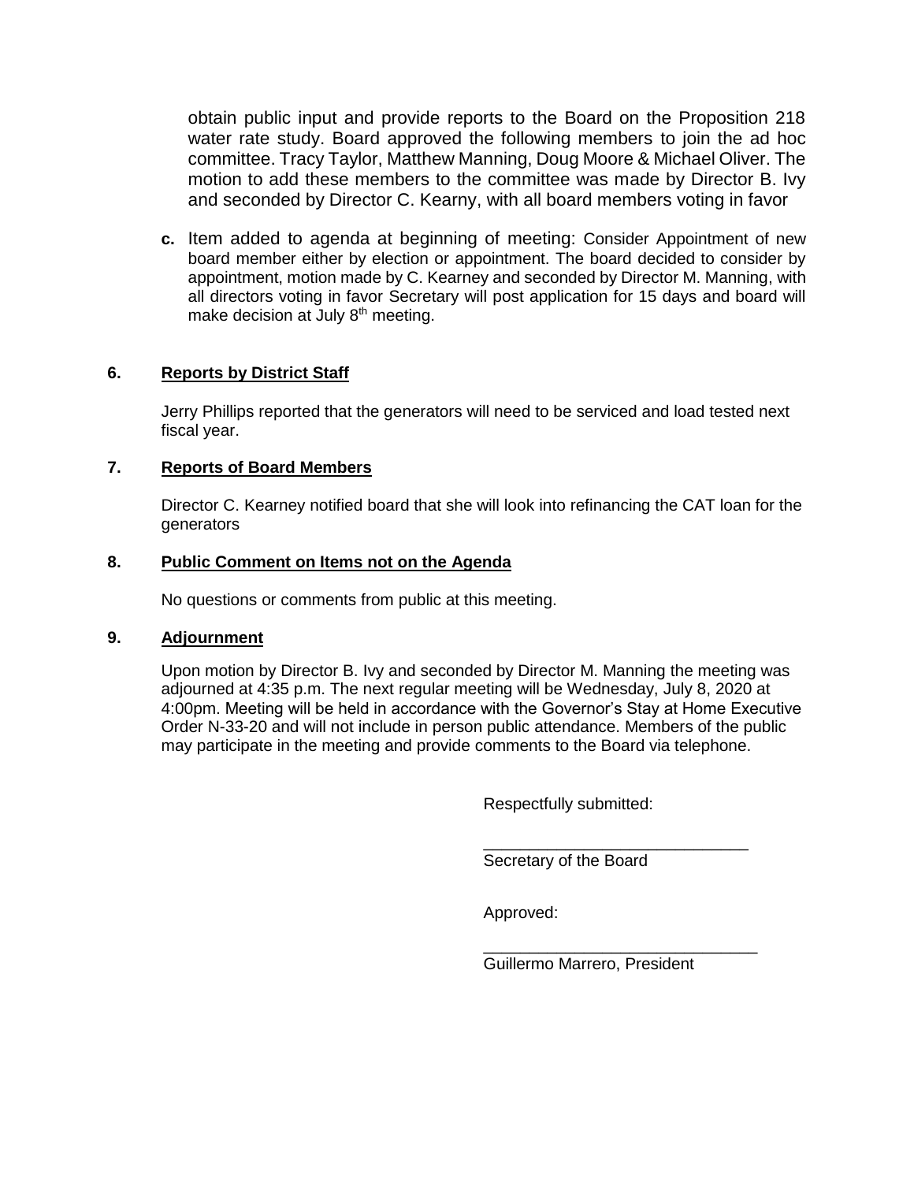obtain public input and provide reports to the Board on the Proposition 218 water rate study. Board approved the following members to join the ad hoc committee. Tracy Taylor, Matthew Manning, Doug Moore & Michael Oliver. The motion to add these members to the committee was made by Director B. Ivy and seconded by Director C. Kearny, with all board members voting in favor

**c.** Item added to agenda at beginning of meeting: Consider Appointment of new board member either by election or appointment. The board decided to consider by appointment, motion made by C. Kearney and seconded by Director M. Manning, with all directors voting in favor Secretary will post application for 15 days and board will make decision at July 8th meeting.

**6. Reports by District Staff**

Jerry Phillips reported that the generators will need to be serviced and load tested next fiscal year.

**7. Reports of Board Members**

Director C. Kearney notified board that she will look into refinancing the CAT loan for the generators

**8. Public Comment on Items not on the Agenda**

No questions or comments from public at this meeting.

**9. Adjournment**

Upon motion by Director B. Ivy and seconded by Director M. Manning the meeting was adjourned at 4:35 p.m. The next regular meeting will be Wednesday, July 8, 2020 at 4:00pm. Meeting will be held in accordance with the Governor's Stay at Home Executive Order N-33-20 and will not include in person public attendance. Members of the public may participate in the meeting and provide comments to the Board via telephone.

Respectfully submitted:

\_\_\_\_\_\_\_\_\_\_\_\_\_\_\_\_\_\_\_\_\_\_\_\_\_\_\_\_\_\_

Secretary of the Board

Approved:

\_\_\_\_\_\_\_\_\_\_\_\_\_\_\_\_\_\_\_\_\_\_\_\_\_\_\_\_\_\_

Guillermo Marrero, President